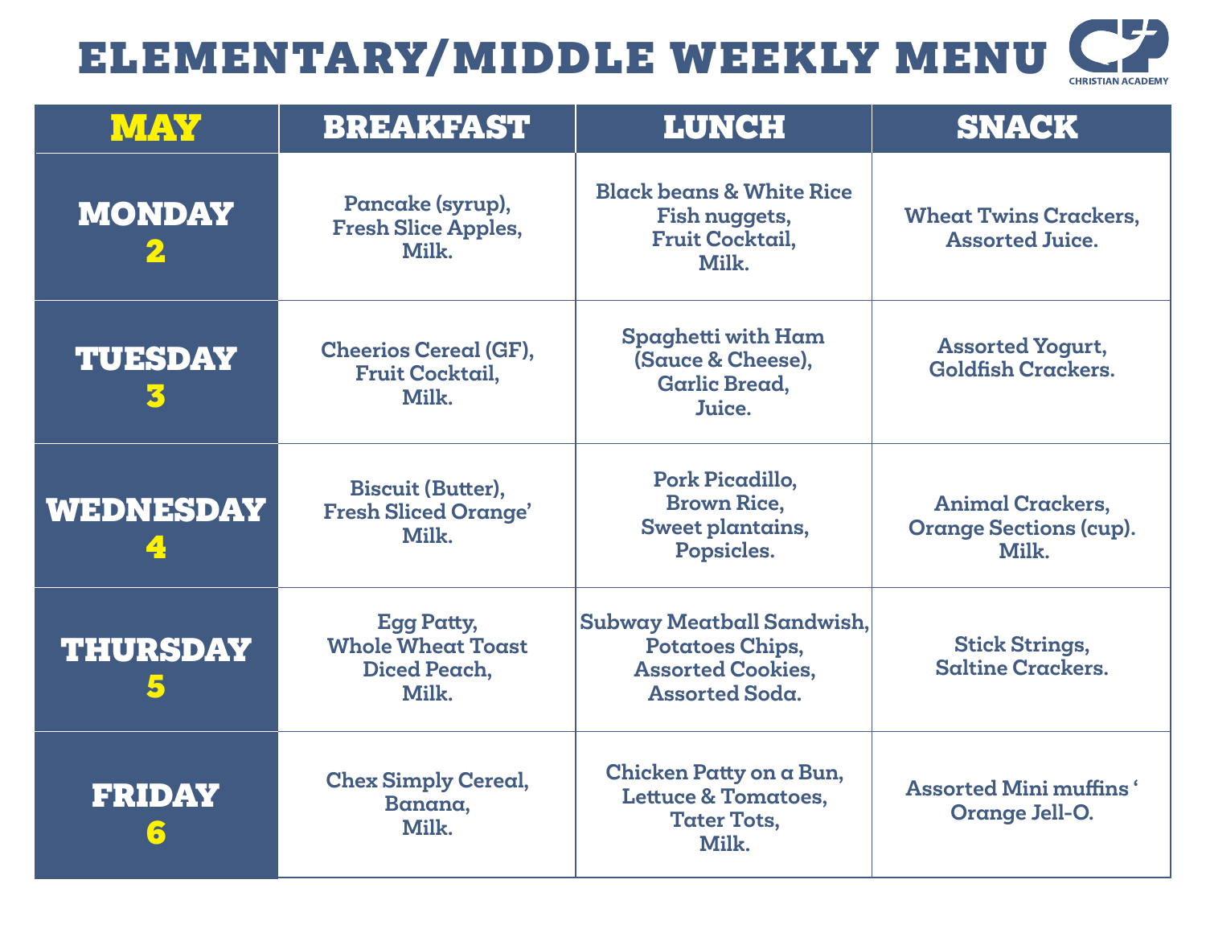# ELEMENTARY/MIDDLE WEEKLY MENU

CHRISTIAN ACADEMY

| MAY | BREAKFAST | LUNCH | SNACK |
|---|---|---|---|
| MONDAY 2 | Pancake (syrup), Fresh Slice Apples, Milk. | Black beans & White Rice Fish nuggets, Fruit Cocktail, Milk. | Wheat Twins Crackers, Assorted Juice. |
| TUESDAY 3 | Cheerios Cereal (GF), Fruit Cocktail, Milk. | Spaghetti with Ham (Sauce & Cheese), Garlic Bread, Juice. | Assorted Yogurt, Goldfish Crackers. |
| WEDNESDAY 4 | Biscuit (Butter), Fresh Sliced Orange' Milk. | Pork Picadillo, Brown Rice, Sweet plantains, Popsicles. | Animal Crackers, Orange Sections (cup). Milk. |
| THURSDAY 5 | Egg Patty, Whole Wheat Toast Diced Peach, Milk. | Subway Meatball Sandwish, Potatoes Chips, Assorted Cookies, Assorted Soda. | Stick Strings, Saltine Crackers. |
| FRIDAY 6 | Chex Simply Cereal, Banana, Milk. | Chicken Patty on a Bun, Lettuce & Tomatoes, Tater Tots, Milk. | Assorted Mini muffins ' Orange Jell-O. |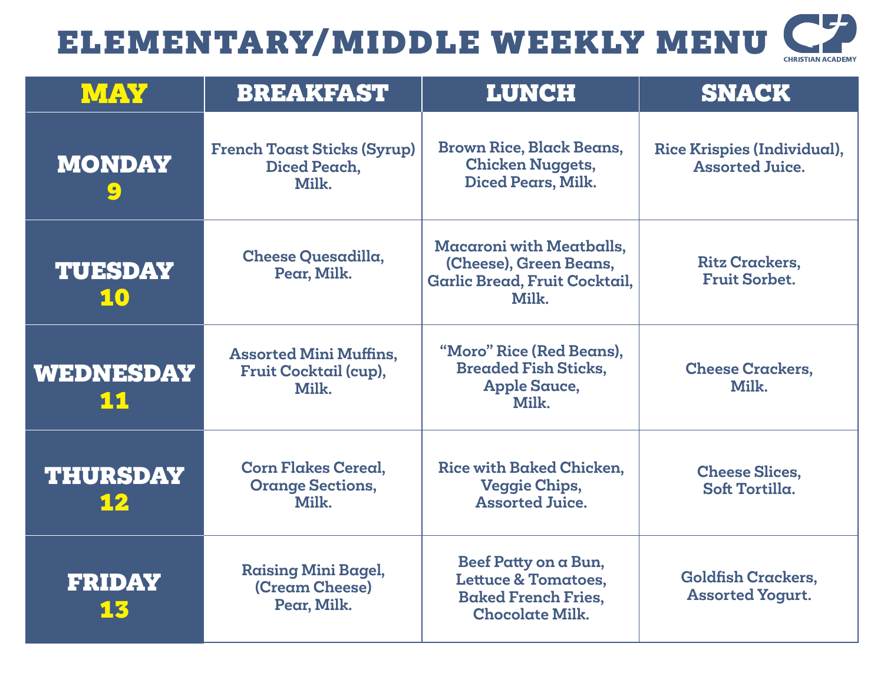# ELEMENTARY/MIDDLE WEEKLY MENU

CHRISTIAN ACADEMY

| MAY | BREAKFAST | LUNCH | SNACK |
|---|---|---|---|
| MONDAY 9 | French Toast Sticks (Syrup) Diced Peach, Milk. | Brown Rice, Black Beans, Chicken Nuggets, Diced Pears, Milk. | Rice Krispies (Individual), Assorted Juice. |
| TUESDAY 10 | Cheese Quesadilla, Pear, Milk. | Macaroni with Meatballs, (Cheese), Green Beans, Garlic Bread, Fruit Cocktail, Milk. | Ritz Crackers, Fruit Sorbet. |
| WEDNESDAY 11 | Assorted Mini Muffins, Fruit Cocktail (cup), Milk. | "Moro" Rice (Red Beans), Breaded Fish Sticks, Apple Sauce, Milk. | Cheese Crackers, Milk. |
| THURSDAY 12 | Corn Flakes Cereal, Orange Sections, Milk. | Rice with Baked Chicken, Veggie Chips, Assorted Juice. | Cheese Slices, Soft Tortilla. |
| FRIDAY 13 | Raising Mini Bagel, (Cream Cheese) Pear, Milk. | Beef Patty on a Bun, Lettuce & Tomatoes, Baked French Fries, Chocolate Milk. | Goldfish Crackers, Assorted Yogurt. |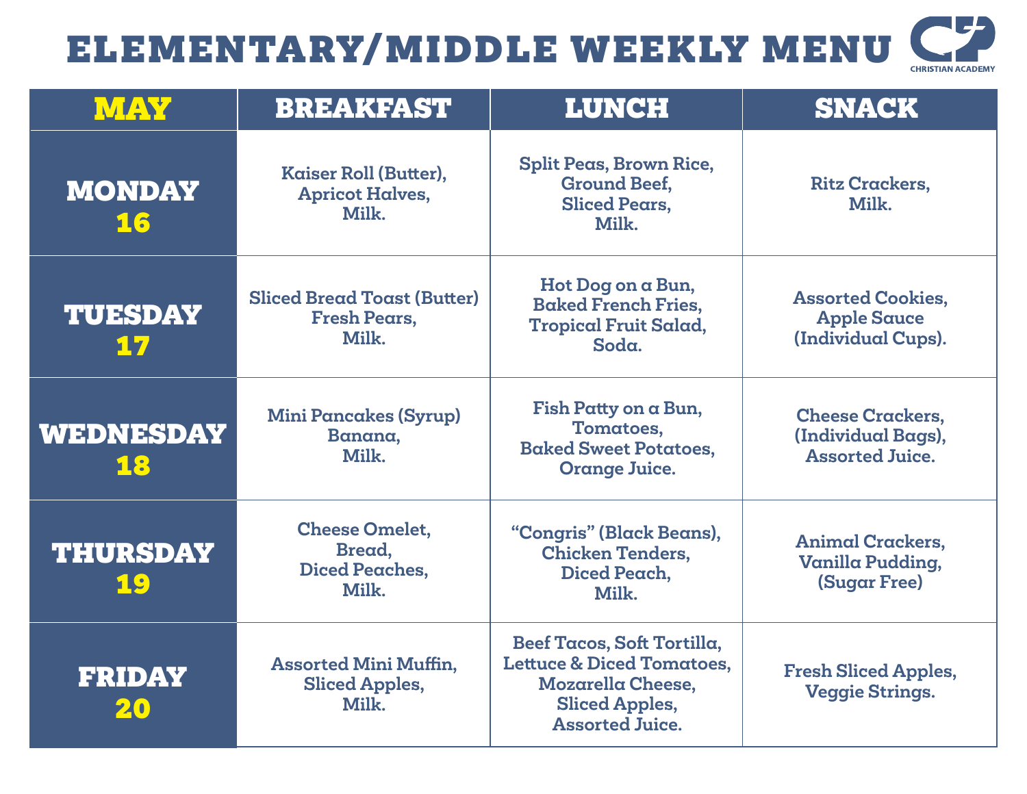# ELEMENTARY/MIDDLE WEEKLY MENU

CHRISTIAN ACADEMY

| MAY | BREAKFAST | LUNCH | SNACK |
|---|---|---|---|
| MONDAY 16 | Kaiser Roll (Butter), Apricot Halves, Milk. | Split Peas, Brown Rice, Ground Beef, Sliced Pears, Milk. | Ritz Crackers, Milk. |
| TUESDAY 17 | Sliced Bread Toast (Butter) Fresh Pears, Milk. | Hot Dog on a Bun, Baked French Fries, Tropical Fruit Salad, Soda. | Assorted Cookies, Apple Sauce (Individual Cups). |
| WEDNESDAY 18 | Mini Pancakes (Syrup) Banana, Milk. | Fish Patty on a Bun, Tomatoes, Baked Sweet Potatoes, Orange Juice. | Cheese Crackers, (Individual Bags), Assorted Juice. |
| THURSDAY 19 | Cheese Omelet, Bread, Diced Peaches, Milk. | "Congris" (Black Beans), Chicken Tenders, Diced Peach, Milk. | Animal Crackers, Vanilla Pudding, (Sugar Free) |
| FRIDAY 20 | Assorted Mini Muffin, Sliced Apples, Milk. | Beef Tacos, Soft Tortilla, Lettuce & Diced Tomatoes, Mozarella Cheese, Sliced Apples, Assorted Juice. | Fresh Sliced Apples, Veggie Strings. |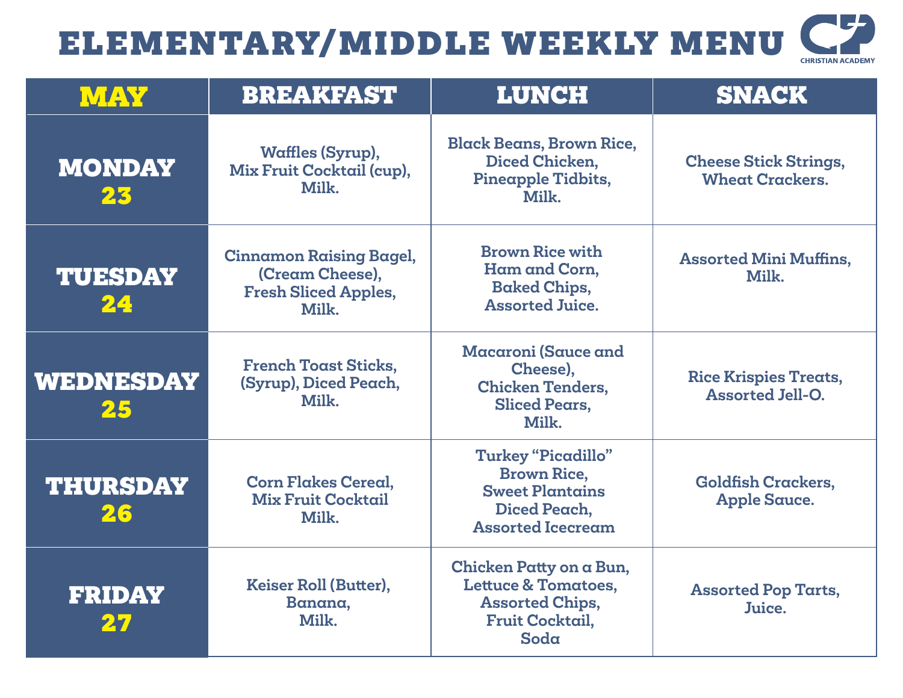# ELEMENTARY/MIDDLE WEEKLY MENU

CHRISTIAN ACADEMY

| MAY | BREAKFAST | LUNCH | SNACK |
|---|---|---|---|
| **MONDAY 23** | Waffles (Syrup), Mix Fruit Cocktail (cup), Milk. | Black Beans, Brown Rice, Diced Chicken, Pineapple Tidbits, Milk. | Cheese Stick Strings, Wheat Crackers. |
| **TUESDAY 24** | Cinnamon Raising Bagel, (Cream Cheese), Fresh Sliced Apples, Milk. | Brown Rice with Ham and Corn, Baked Chips, Assorted Juice. | Assorted Mini Muffins, Milk. |
| **WEDNESDAY 25** | French Toast Sticks, (Syrup), Diced Peach, Milk. | Macaroni (Sauce and Cheese), Chicken Tenders, Sliced Pears, Milk. | Rice Krispies Treats, Assorted Jell-O. |
| **THURSDAY 26** | Corn Flakes Cereal, Mix Fruit Cocktail Milk. | Turkey "Picadillo" Brown Rice, Sweet Plantains Diced Peach, Assorted Icecream | Goldfish Crackers, Apple Sauce. |
| **FRIDAY 27** | Keiser Roll (Butter), Banana, Milk. | Chicken Patty on a Bun, Lettuce & Tomatoes, Assorted Chips, Fruit Cocktail, Soda | Assorted Pop Tarts, Juice. |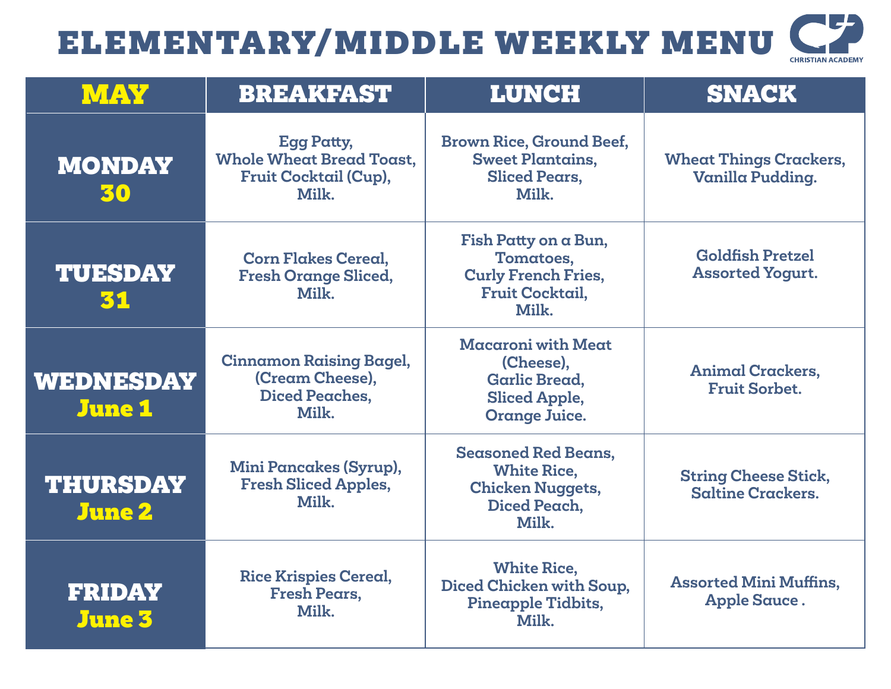# ELEMENTARY/MIDDLE WEEKLY MENU

CHRISTIAN ACADEMY

| MAY | BREAKFAST | LUNCH | SNACK |
| --- | --- | --- | --- |
| MONDAY 30 | Egg Patty, Whole Wheat Bread Toast, Fruit Cocktail (Cup), Milk. | Brown Rice, Ground Beef, Sweet Plantains, Sliced Pears, Milk. | Wheat Things Crackers, Vanilla Pudding. |
| TUESDAY 31 | Corn Flakes Cereal, Fresh Orange Sliced, Milk. | Fish Patty on a Bun, Tomatoes, Curly French Fries, Fruit Cocktail, Milk. | Goldfish Pretzel Assorted Yogurt. |
| WEDNESDAY June 1 | Cinnamon Raising Bagel, (Cream Cheese), Diced Peaches, Milk. | Macaroni with Meat (Cheese), Garlic Bread, Sliced Apple, Orange Juice. | Animal Crackers, Fruit Sorbet. |
| THURSDAY June 2 | Mini Pancakes (Syrup), Fresh Sliced Apples, Milk. | Seasoned Red Beans, White Rice, Chicken Nuggets, Diced Peach, Milk. | String Cheese Stick, Saltine Crackers. |
| FRIDAY June 3 | Rice Krispies Cereal, Fresh Pears, Milk. | White Rice, Diced Chicken with Soup, Pineapple Tidbits, Milk. | Assorted Mini Muffins, Apple Sauce . |